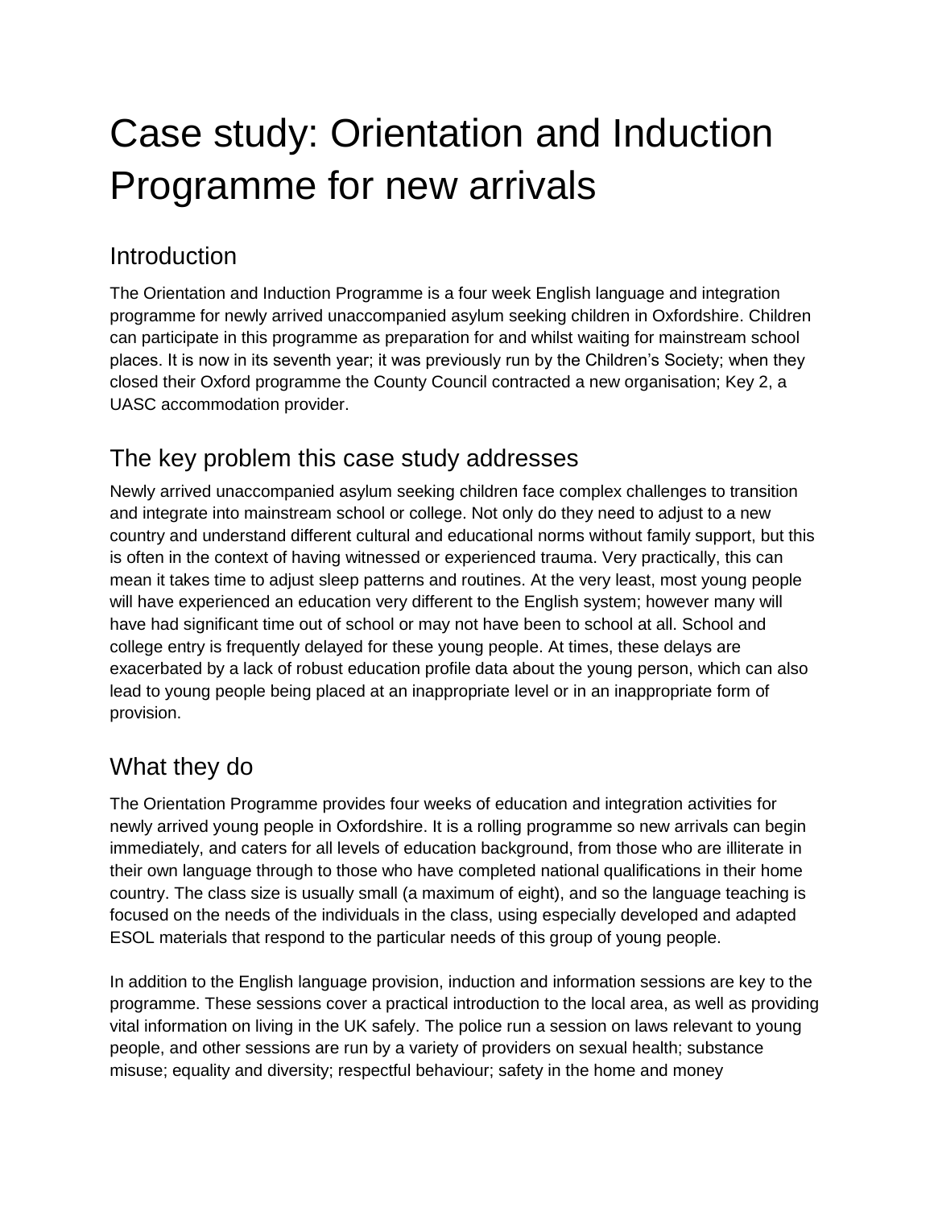# Case study: Orientation and Induction Programme for new arrivals

## Introduction

The Orientation and Induction Programme is a four week English language and integration programme for newly arrived unaccompanied asylum seeking children in Oxfordshire. Children can participate in this programme as preparation for and whilst waiting for mainstream school places. It is now in its seventh year; it was previously run by the Children's Society; when they closed their Oxford programme the County Council contracted a new organisation; Key 2, a UASC accommodation provider.

## The key problem this case study addresses

Newly arrived unaccompanied asylum seeking children face complex challenges to transition and integrate into mainstream school or college. Not only do they need to adjust to a new country and understand different cultural and educational norms without family support, but this is often in the context of having witnessed or experienced trauma. Very practically, this can mean it takes time to adjust sleep patterns and routines. At the very least, most young people will have experienced an education very different to the English system; however many will have had significant time out of school or may not have been to school at all. School and college entry is frequently delayed for these young people. At times, these delays are exacerbated by a lack of robust education profile data about the young person, which can also lead to young people being placed at an inappropriate level or in an inappropriate form of provision.

## What they do

The Orientation Programme provides four weeks of education and integration activities for newly arrived young people in Oxfordshire. It is a rolling programme so new arrivals can begin immediately, and caters for all levels of education background, from those who are illiterate in their own language through to those who have completed national qualifications in their home country. The class size is usually small (a maximum of eight), and so the language teaching is focused on the needs of the individuals in the class, using especially developed and adapted ESOL materials that respond to the particular needs of this group of young people.

In addition to the English language provision, induction and information sessions are key to the programme. These sessions cover a practical introduction to the local area, as well as providing vital information on living in the UK safely. The police run a session on laws relevant to young people, and other sessions are run by a variety of providers on sexual health; substance misuse; equality and diversity; respectful behaviour; safety in the home and money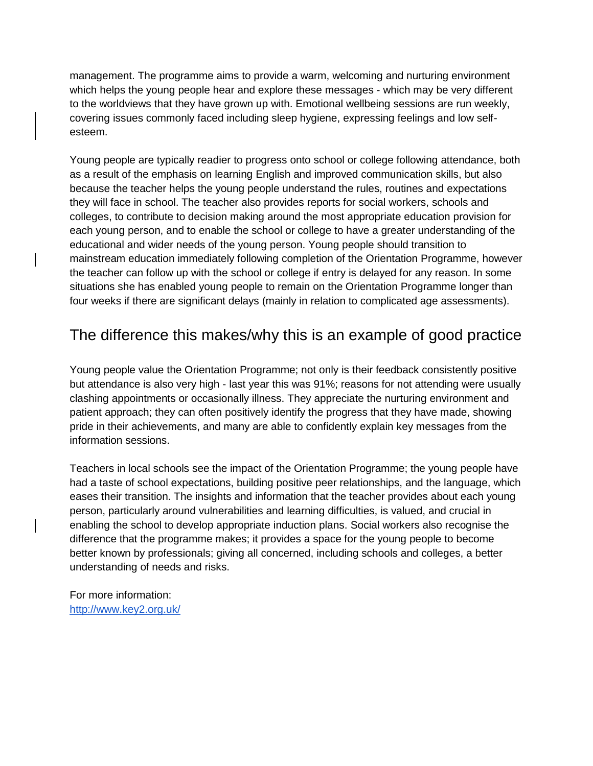management. The programme aims to provide a warm, welcoming and nurturing environment which helps the young people hear and explore these messages - which may be very different to the worldviews that they have grown up with. Emotional wellbeing sessions are run weekly, covering issues commonly faced including sleep hygiene, expressing feelings and low self-esteem.

Young people are typically readier to progress onto school or college following attendance, both as a result of the emphasis on learning English and improved communication skills, but also because the teacher helps the young people understand the rules, routines and expectations they will face in school. The teacher also provides reports for social workers, schools and colleges, to contribute to decision making around the most appropriate education provision for each young person, and to enable the school or college to have a greater understanding of the educational and wider needs of the young person. Young people should transition to mainstream education immediately following completion of the Orientation Programme, however the teacher can follow up with the school or college if entry is delayed for any reason. In some situations she has enabled young people to remain on the Orientation Programme longer than four weeks if there are significant delays (mainly in relation to complicated age assessments).

## The difference this makes/why this is an example of good practice

Young people value the Orientation Programme; not only is their feedback consistently positive but attendance is also very high - last year this was 91%; reasons for not attending were usually clashing appointments or occasionally illness. They appreciate the nurturing environment and patient approach; they can often positively identify the progress that they have made, showing pride in their achievements, and many are able to confidently explain key messages from the information sessions.

Teachers in local schools see the impact of the Orientation Programme; the young people have had a taste of school expectations, building positive peer relationships, and the language, which eases their transition. The insights and information that the teacher provides about each young person, particularly around vulnerabilities and learning difficulties, is valued, and crucial in enabling the school to develop appropriate induction plans. Social workers also recognise the difference that the programme makes; it provides a space for the young people to become better known by professionals; giving all concerned, including schools and colleges, a better understanding of needs and risks.

For more information:
http://www.key2.org.uk/